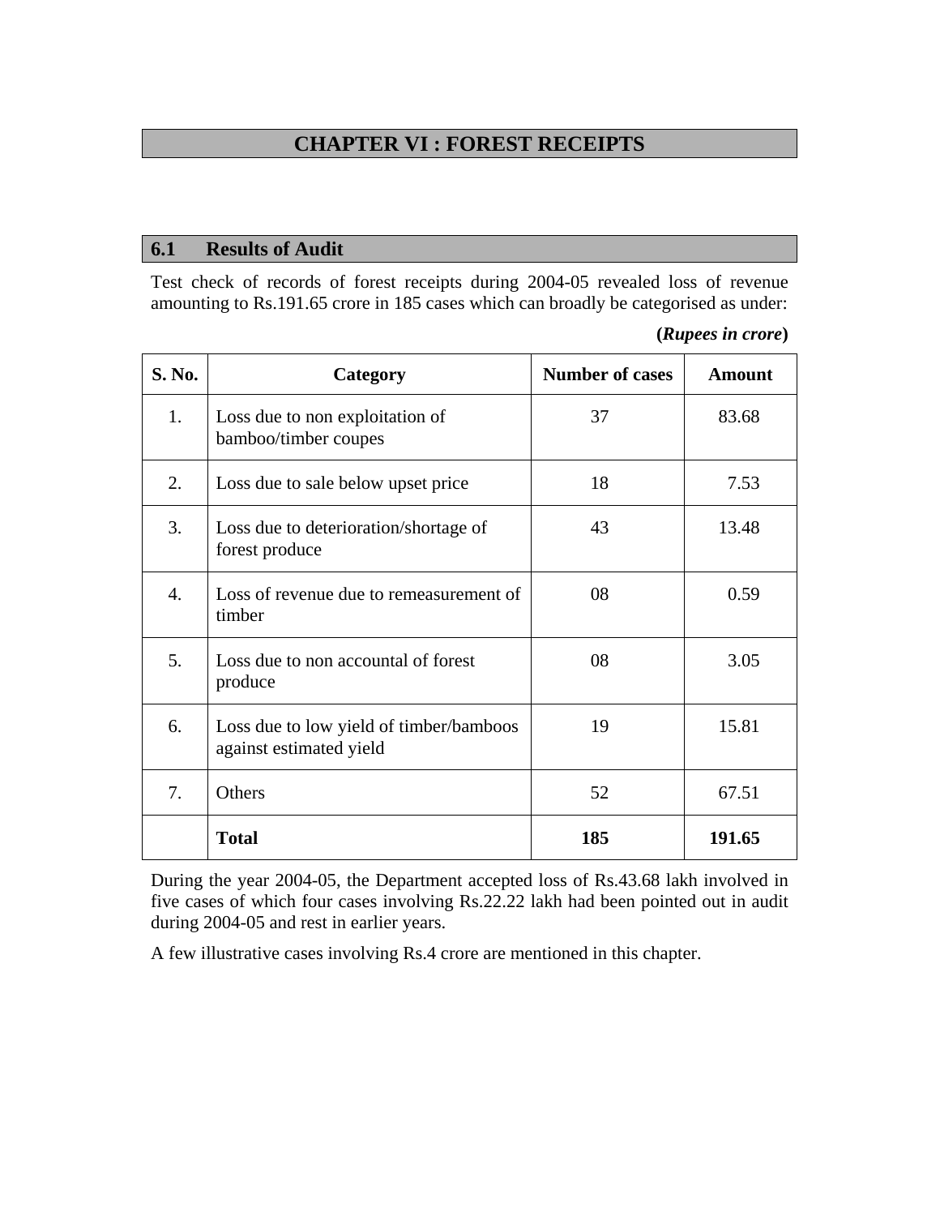# CHAPTER VI : FOREST RECEIPTS

## 6.1 Results of Audit

Test check of records of forest receipts during 2004-05 revealed loss of revenue amounting to Rs.191.65 crore in 185 cases which can broadly be categorised as under:

**(*Rupees in crore*)**

| S. No. | Category | Number of cases | Amount |
|---|---|---|---|
| 1. | Loss due to non exploitation of bamboo/timber coupes | 37 | 83.68 |
| 2. | Loss due to sale below upset price | 18 | 7.53 |
| 3. | Loss due to deterioration/shortage of forest produce | 43 | 13.48 |
| 4. | Loss of revenue due to remeasurement of timber | 08 | 0.59 |
| 5. | Loss due to non accountal of forest produce | 08 | 3.05 |
| 6. | Loss due to low yield of timber/bamboos against estimated yield | 19 | 15.81 |
| 7. | Others | 52 | 67.51 |
| | **Total** | **185** | **191.65** |

During the year 2004-05, the Department accepted loss of Rs.43.68 lakh involved in five cases of which four cases involving Rs.22.22 lakh had been pointed out in audit during 2004-05 and rest in earlier years.

A few illustrative cases involving Rs.4 crore are mentioned in this chapter.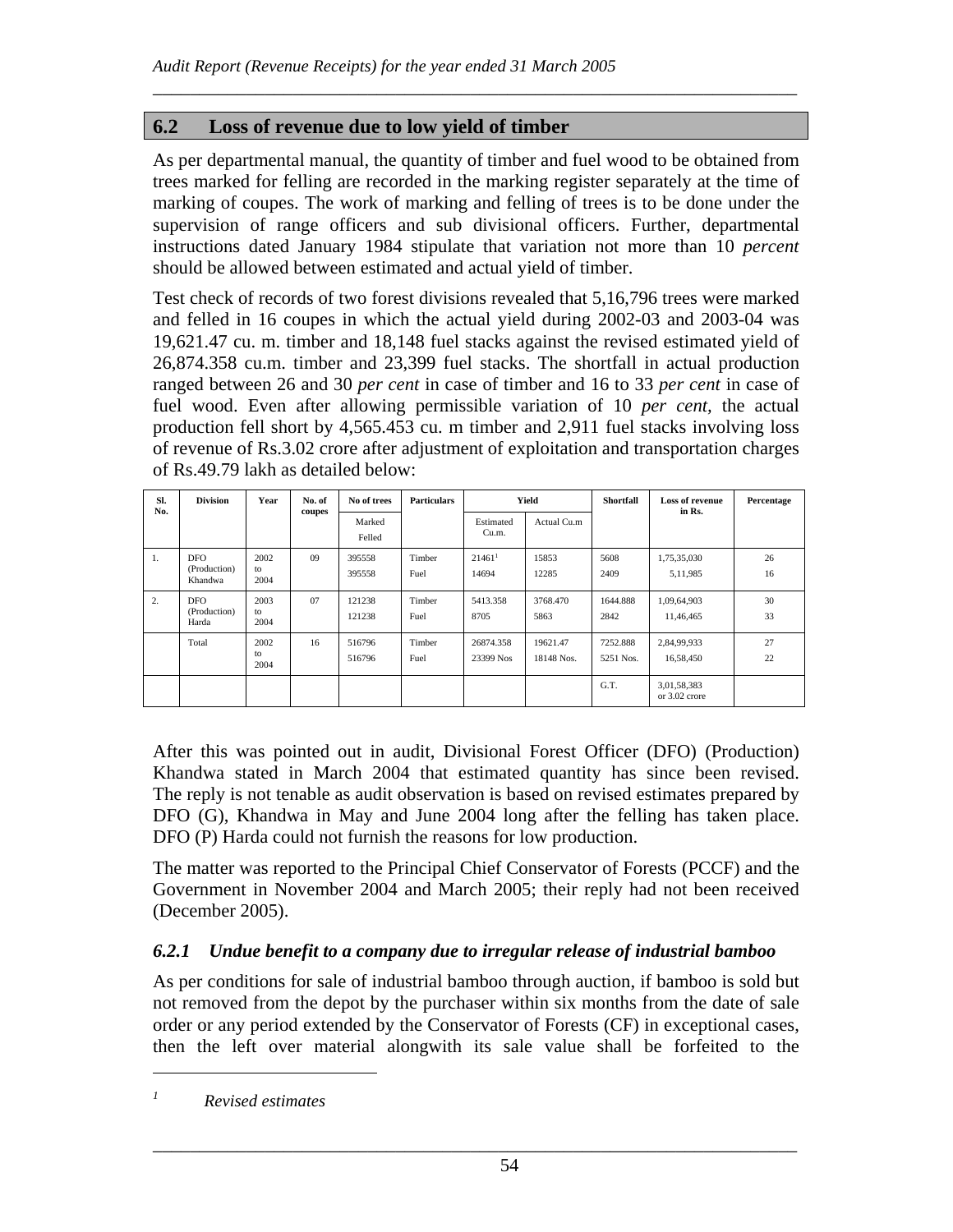## 6.2 Loss of revenue due to low yield of timber

As per departmental manual, the quantity of timber and fuel wood to be obtained from trees marked for felling are recorded in the marking register separately at the time of marking of coupes. The work of marking and felling of trees is to be done under the supervision of range officers and sub divisional officers. Further, departmental instructions dated January 1984 stipulate that variation not more than 10 *percent* should be allowed between estimated and actual yield of timber.

Test check of records of two forest divisions revealed that 5,16,796 trees were marked and felled in 16 coupes in which the actual yield during 2002-03 and 2003-04 was 19,621.47 cu. m. timber and 18,148 fuel stacks against the revised estimated yield of 26,874.358 cu.m. timber and 23,399 fuel stacks. The shortfall in actual production ranged between 26 and 30 *per cent* in case of timber and 16 to 33 *per cent* in case of fuel wood. Even after allowing permissible variation of 10 *per cent,* the actual production fell short by 4,565.453 cu. m timber and 2,911 fuel stacks involving loss of revenue of Rs.3.02 crore after adjustment of exploitation and transportation charges of Rs.49.79 lakh as detailed below:

| Sl. No. | Division | Year | No. of coupes | No of trees | Particulars | Yield | | Shortfall | Loss of revenue in Rs. | Percentage |
|---|---|---|---|---|---|---|---|---|---|---|
| | | | | Marked Felled | | Estimated Cu.m. | Actual Cu.m | | | |
| 1. | DFO (Production) Khandwa | 2002 to 2004 | 09 | 395558<br>395558 | Timber<br>Fuel | 21461[1]<br>14694 | 15853<br>12285 | 5608<br>2409 | 1,75,35,030<br>5,11,985 | 26<br>16 |
| 2. | DFO (Production) Harda | 2003 to 2004 | 07 | 121238<br>121238 | Timber<br>Fuel | 5413.358<br>8705 | 3768.470<br>5863 | 1644.888<br>2842 | 1,09,64,903<br>11,46,465 | 30<br>33 |
| | Total | 2002 to 2004 | 16 | 516796<br>516796 | Timber<br>Fuel | 26874.358<br>23399 Nos | 19621.47<br>18148 Nos. | 7252.888<br>5251 Nos. | 2,84,99,933<br>16,58,450 | 27<br>22 |
| | | | | | | | | G.T. | 3,01,58,383 or 3.02 crore | |

After this was pointed out in audit, Divisional Forest Officer (DFO) (Production) Khandwa stated in March 2004 that estimated quantity has since been revised. The reply is not tenable as audit observation is based on revised estimates prepared by DFO (G), Khandwa in May and June 2004 long after the felling has taken place. DFO (P) Harda could not furnish the reasons for low production.

The matter was reported to the Principal Chief Conservator of Forests (PCCF) and the Government in November 2004 and March 2005; their reply had not been received (December 2005).

### *6.2.1 Undue benefit to a company due to irregular release of industrial bamboo*

As per conditions for sale of industrial bamboo through auction, if bamboo is sold but not removed from the depot by the purchaser within six months from the date of sale order or any period extended by the Conservator of Forests (CF) in exceptional cases, then the left over material alongwith its sale value shall be forfeited to the

[1] *Revised estimates*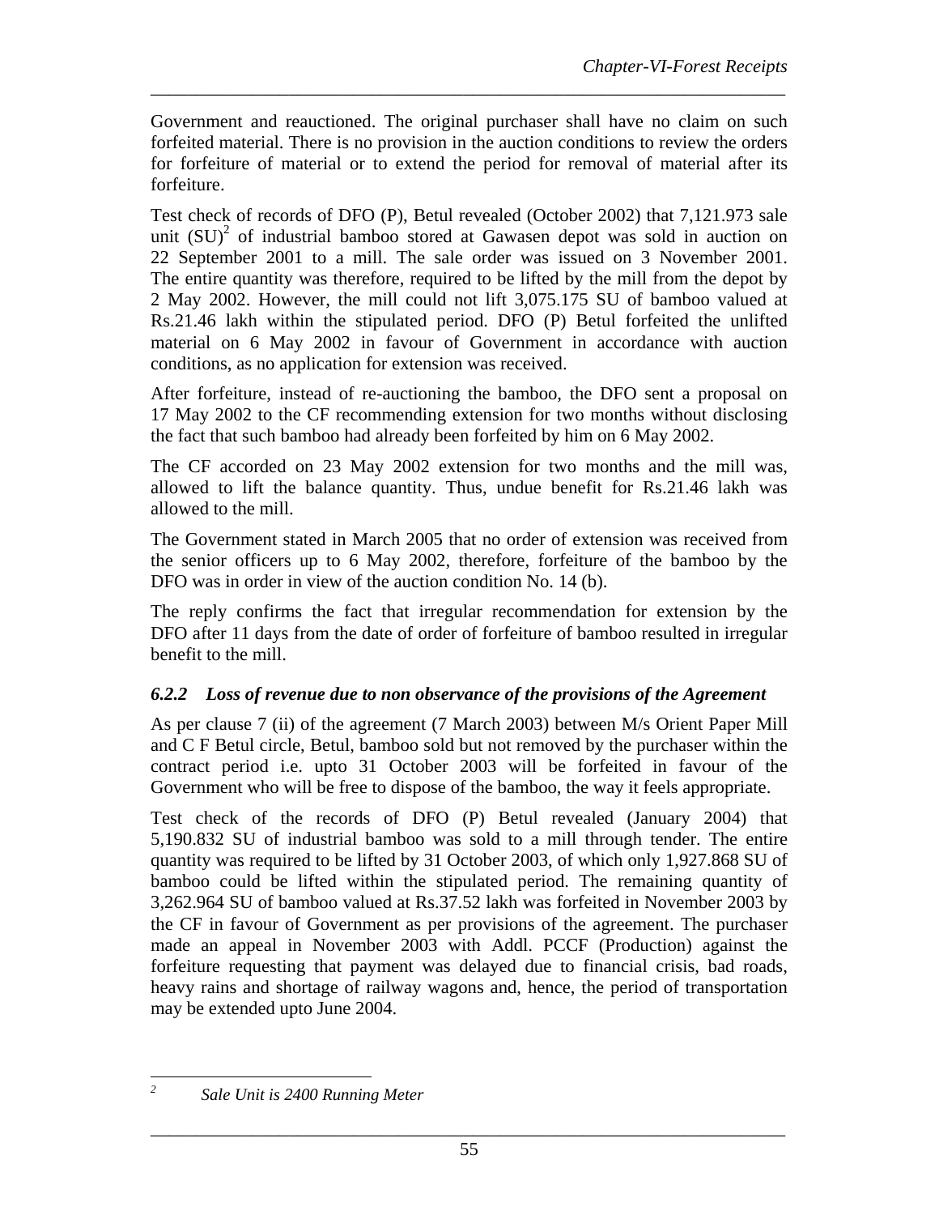Government and reauctioned. The original purchaser shall have no claim on such forfeited material. There is no provision in the auction conditions to review the orders for forfeiture of material or to extend the period for removal of material after its forfeiture.

Test check of records of DFO (P), Betul revealed (October 2002) that 7,121.973 sale unit (SU)[2] of industrial bamboo stored at Gawasen depot was sold in auction on 22 September 2001 to a mill. The sale order was issued on 3 November 2001. The entire quantity was therefore, required to be lifted by the mill from the depot by 2 May 2002. However, the mill could not lift 3,075.175 SU of bamboo valued at Rs.21.46 lakh within the stipulated period. DFO (P) Betul forfeited the unlifted material on 6 May 2002 in favour of Government in accordance with auction conditions, as no application for extension was received.

After forfeiture, instead of re-auctioning the bamboo, the DFO sent a proposal on 17 May 2002 to the CF recommending extension for two months without disclosing the fact that such bamboo had already been forfeited by him on 6 May 2002.

The CF accorded on 23 May 2002 extension for two months and the mill was, allowed to lift the balance quantity. Thus, undue benefit for Rs.21.46 lakh was allowed to the mill.

The Government stated in March 2005 that no order of extension was received from the senior officers up to 6 May 2002, therefore, forfeiture of the bamboo by the DFO was in order in view of the auction condition No. 14 (b).

The reply confirms the fact that irregular recommendation for extension by the DFO after 11 days from the date of order of forfeiture of bamboo resulted in irregular benefit to the mill.

### *6.2.2 Loss of revenue due to non observance of the provisions of the Agreement*

As per clause 7 (ii) of the agreement (7 March 2003) between M/s Orient Paper Mill and C F Betul circle, Betul, bamboo sold but not removed by the purchaser within the contract period i.e. upto 31 October 2003 will be forfeited in favour of the Government who will be free to dispose of the bamboo, the way it feels appropriate.

Test check of the records of DFO (P) Betul revealed (January 2004) that 5,190.832 SU of industrial bamboo was sold to a mill through tender. The entire quantity was required to be lifted by 31 October 2003, of which only 1,927.868 SU of bamboo could be lifted within the stipulated period. The remaining quantity of 3,262.964 SU of bamboo valued at Rs.37.52 lakh was forfeited in November 2003 by the CF in favour of Government as per provisions of the agreement. The purchaser made an appeal in November 2003 with Addl. PCCF (Production) against the forfeiture requesting that payment was delayed due to financial crisis, bad roads, heavy rains and shortage of railway wagons and, hence, the period of transportation may be extended upto June 2004.

---

[2] *Sale Unit is 2400 Running Meter*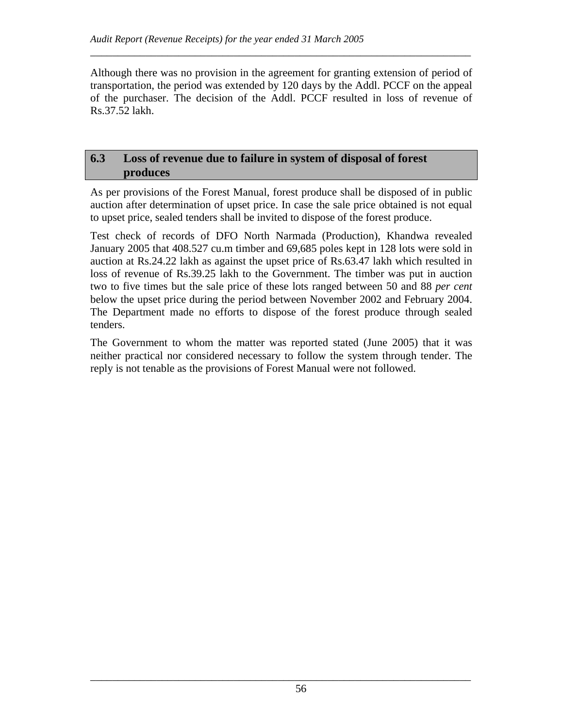Although there was no provision in the agreement for granting extension of period of transportation, the period was extended by 120 days by the Addl. PCCF on the appeal of the purchaser. The decision of the Addl. PCCF resulted in loss of revenue of Rs.37.52 lakh.

## 6.3 Loss of revenue due to failure in system of disposal of forest produces

As per provisions of the Forest Manual, forest produce shall be disposed of in public auction after determination of upset price. In case the sale price obtained is not equal to upset price, sealed tenders shall be invited to dispose of the forest produce.

Test check of records of DFO North Narmada (Production), Khandwa revealed January 2005 that 408.527 cu.m timber and 69,685 poles kept in 128 lots were sold in auction at Rs.24.22 lakh as against the upset price of Rs.63.47 lakh which resulted in loss of revenue of Rs.39.25 lakh to the Government. The timber was put in auction two to five times but the sale price of these lots ranged between 50 and 88 *per cent* below the upset price during the period between November 2002 and February 2004. The Department made no efforts to dispose of the forest produce through sealed tenders.

The Government to whom the matter was reported stated (June 2005) that it was neither practical nor considered necessary to follow the system through tender. The reply is not tenable as the provisions of Forest Manual were not followed.